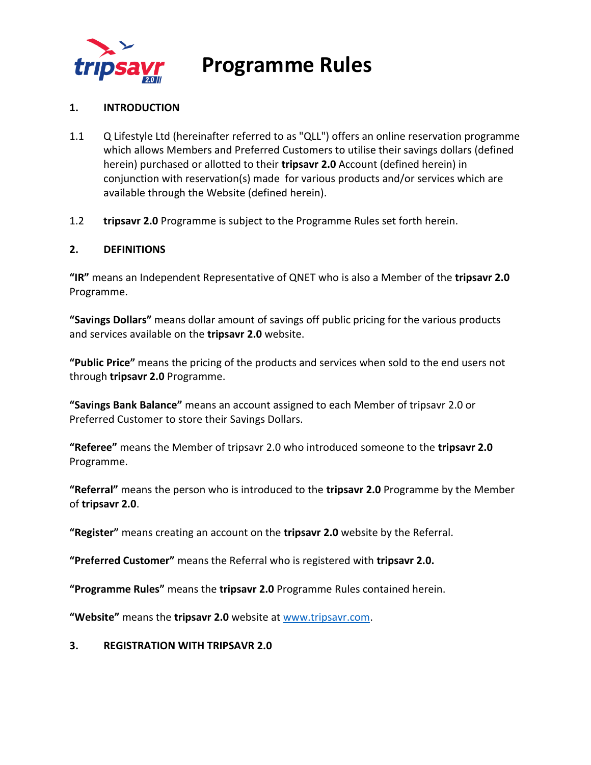# Programme Rules

## 1. INTRODUCTION

1.1 Q Lifestyle Ltd (hereinafter referred to as "QLL") offers an online reservation programme which allows Members and Preferred Customers to utilise their savings dollars (defined herein) purchased or allotted to their **tripsavr 2.0** Account (defined herein) in conjunction with reservation(s) made for various products and/or services which are available through the Website (defined herein).

1.2 **tripsavr 2.0** Programme is subject to the Programme Rules set forth herein.

## 2. DEFINITIONS

**"IR"** means an Independent Representative of QNET who is also a Member of the **tripsavr 2.0** Programme.

**"Savings Dollars"** means dollar amount of savings off public pricing for the various products and services available on the **tripsavr 2.0** website.

**"Public Price"** means the pricing of the products and services when sold to the end users not through **tripsavr 2.0** Programme.

**"Savings Bank Balance"** means an account assigned to each Member of tripsavr 2.0 or Preferred Customer to store their Savings Dollars.

**"Referee"** means the Member of tripsavr 2.0 who introduced someone to the **tripsavr 2.0** Programme.

**"Referral"** means the person who is introduced to the **tripsavr 2.0** Programme by the Member of **tripsavr 2.0**.

**"Register"** means creating an account on the **tripsavr 2.0** website by the Referral.

**"Preferred Customer"** means the Referral who is registered with **tripsavr 2.0.**

**"Programme Rules"** means the **tripsavr 2.0** Programme Rules contained herein.

**"Website"** means the **tripsavr 2.0** website at www.tripsavr.com.

## 3. REGISTRATION WITH TRIPSAVR 2.0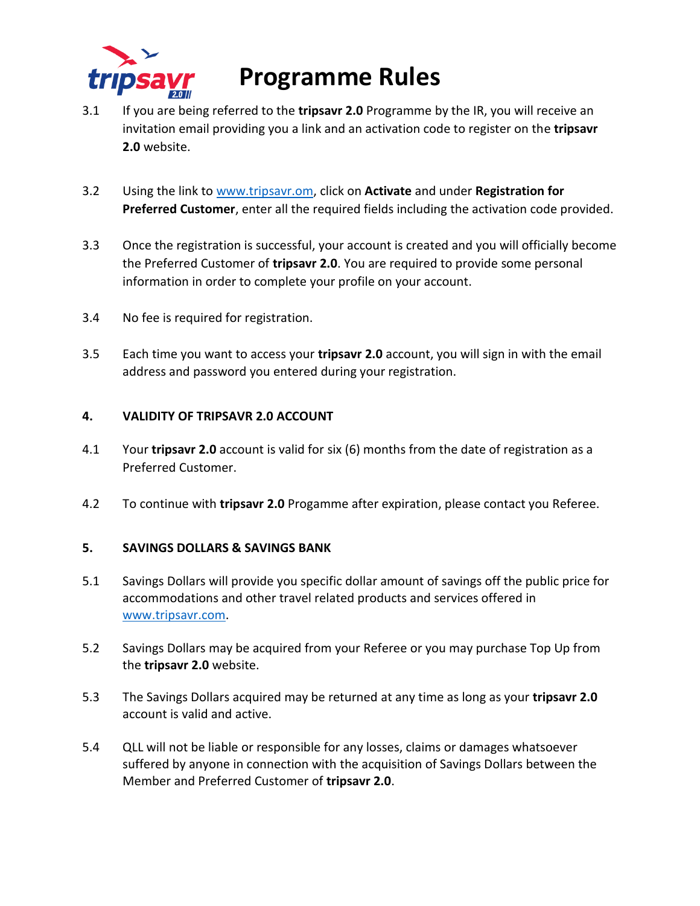# Programme Rules

3.1 If you are being referred to the **tripsavr 2.0** Programme by the IR, you will receive an invitation email providing you a link and an activation code to register on the **tripsavr 2.0** website.

3.2 Using the link to www.tripsavr.om, click on **Activate** and under **Registration for Preferred Customer**, enter all the required fields including the activation code provided.

3.3 Once the registration is successful, your account is created and you will officially become the Preferred Customer of **tripsavr 2.0**. You are required to provide some personal information in order to complete your profile on your account.

3.4 No fee is required for registration.

3.5 Each time you want to access your **tripsavr 2.0** account, you will sign in with the email address and password you entered during your registration.

**4. VALIDITY OF TRIPSAVR 2.0 ACCOUNT**

4.1 Your **tripsavr 2.0** account is valid for six (6) months from the date of registration as a Preferred Customer.

4.2 To continue with **tripsavr 2.0** Progamme after expiration, please contact you Referee.

**5. SAVINGS DOLLARS & SAVINGS BANK**

5.1 Savings Dollars will provide you specific dollar amount of savings off the public price for accommodations and other travel related products and services offered in www.tripsavr.com.

5.2 Savings Dollars may be acquired from your Referee or you may purchase Top Up from the **tripsavr 2.0** website.

5.3 The Savings Dollars acquired may be returned at any time as long as your **tripsavr 2.0** account is valid and active.

5.4 QLL will not be liable or responsible for any losses, claims or damages whatsoever suffered by anyone in connection with the acquisition of Savings Dollars between the Member and Preferred Customer of **tripsavr 2.0**.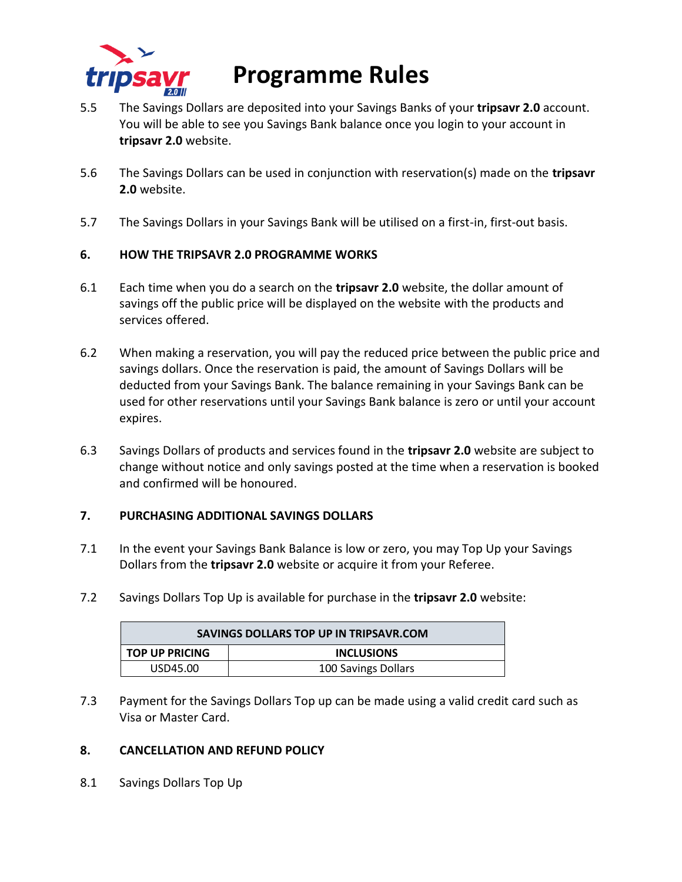5.5 The Savings Dollars are deposited into your Savings Banks of your **tripsavr 2.0** account. You will be able to see you Savings Bank balance once you login to your account in **tripsavr 2.0** website.

5.6 The Savings Dollars can be used in conjunction with reservation(s) made on the **tripsavr 2.0** website.

5.7 The Savings Dollars in your Savings Bank will be utilised on a first-in, first-out basis.

## 6. HOW THE TRIPSAVR 2.0 PROGRAMME WORKS

6.1 Each time when you do a search on the **tripsavr 2.0** website, the dollar amount of savings off the public price will be displayed on the website with the products and services offered.

6.2 When making a reservation, you will pay the reduced price between the public price and savings dollars. Once the reservation is paid, the amount of Savings Dollars will be deducted from your Savings Bank. The balance remaining in your Savings Bank can be used for other reservations until your Savings Bank balance is zero or until your account expires.

6.3 Savings Dollars of products and services found in the **tripsavr 2.0** website are subject to change without notice and only savings posted at the time when a reservation is booked and confirmed will be honoured.

## 7. PURCHASING ADDITIONAL SAVINGS DOLLARS

7.1 In the event your Savings Bank Balance is low or zero, you may Top Up your Savings Dollars from the **tripsavr 2.0** website or acquire it from your Referee.

7.2 Savings Dollars Top Up is available for purchase in the **tripsavr 2.0** website:

| SAVINGS DOLLARS TOP UP IN TRIPSAVR.COM | |
|---|---|
| **TOP UP PRICING** | **INCLUSIONS** |
| USD45.00 | 100 Savings Dollars |

7.3 Payment for the Savings Dollars Top up can be made using a valid credit card such as Visa or Master Card.

## 8. CANCELLATION AND REFUND POLICY

8.1 Savings Dollars Top Up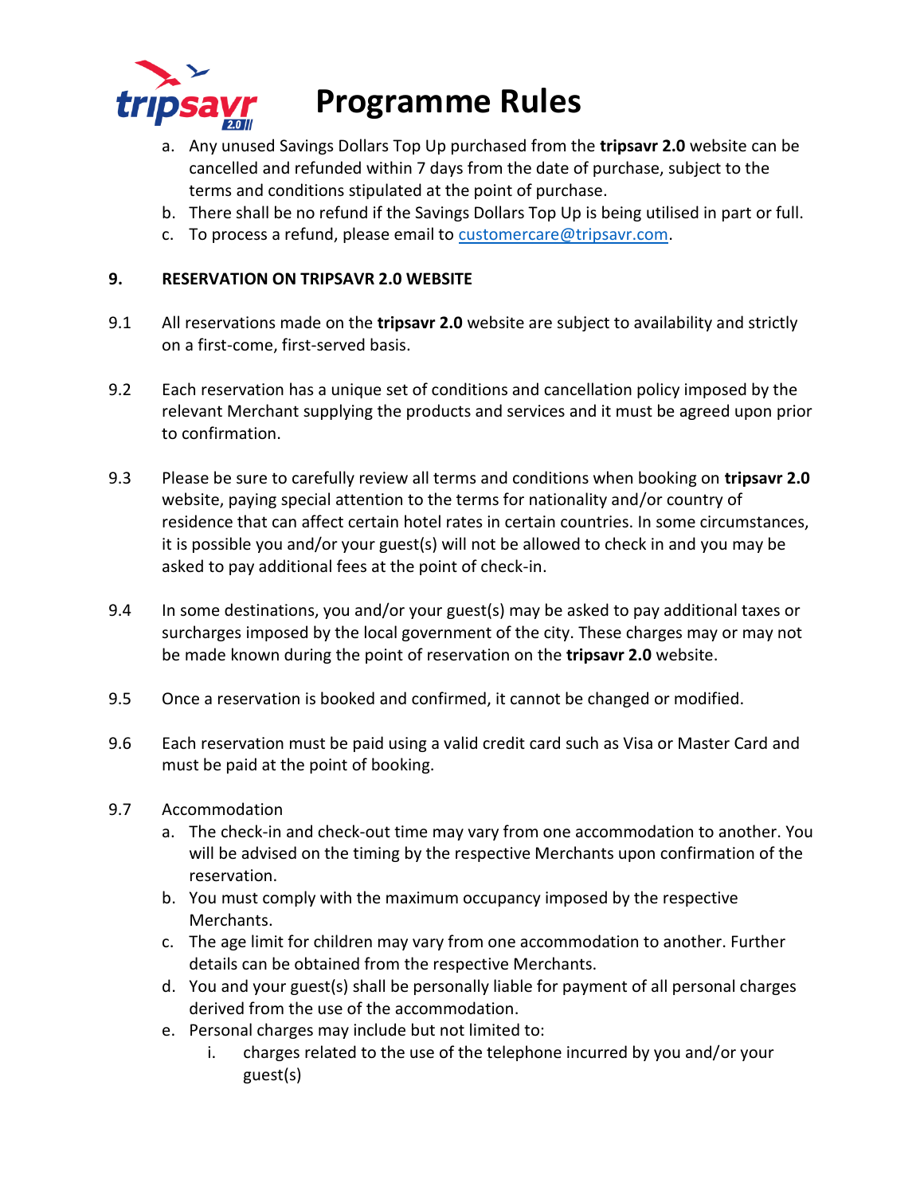a. Any unused Savings Dollars Top Up purchased from the **tripsavr 2.0** website can be cancelled and refunded within 7 days from the date of purchase, subject to the terms and conditions stipulated at the point of purchase.
b. There shall be no refund if the Savings Dollars Top Up is being utilised in part or full.
c. To process a refund, please email to customercare@tripsavr.com.

## 9. RESERVATION ON TRIPSAVR 2.0 WEBSITE

9.1 All reservations made on the **tripsavr 2.0** website are subject to availability and strictly on a first-come, first-served basis.

9.2 Each reservation has a unique set of conditions and cancellation policy imposed by the relevant Merchant supplying the products and services and it must be agreed upon prior to confirmation.

9.3 Please be sure to carefully review all terms and conditions when booking on **tripsavr 2.0** website, paying special attention to the terms for nationality and/or country of residence that can affect certain hotel rates in certain countries. In some circumstances, it is possible you and/or your guest(s) will not be allowed to check in and you may be asked to pay additional fees at the point of check-in.

9.4 In some destinations, you and/or your guest(s) may be asked to pay additional taxes or surcharges imposed by the local government of the city. These charges may or may not be made known during the point of reservation on the **tripsavr 2.0** website.

9.5 Once a reservation is booked and confirmed, it cannot be changed or modified.

9.6 Each reservation must be paid using a valid credit card such as Visa or Master Card and must be paid at the point of booking.

9.7 Accommodation

a. The check-in and check-out time may vary from one accommodation to another. You will be advised on the timing by the respective Merchants upon confirmation of the reservation.
b. You must comply with the maximum occupancy imposed by the respective Merchants.
c. The age limit for children may vary from one accommodation to another. Further details can be obtained from the respective Merchants.
d. You and your guest(s) shall be personally liable for payment of all personal charges derived from the use of the accommodation.
e. Personal charges may include but not limited to:
    i. charges related to the use of the telephone incurred by you and/or your guest(s)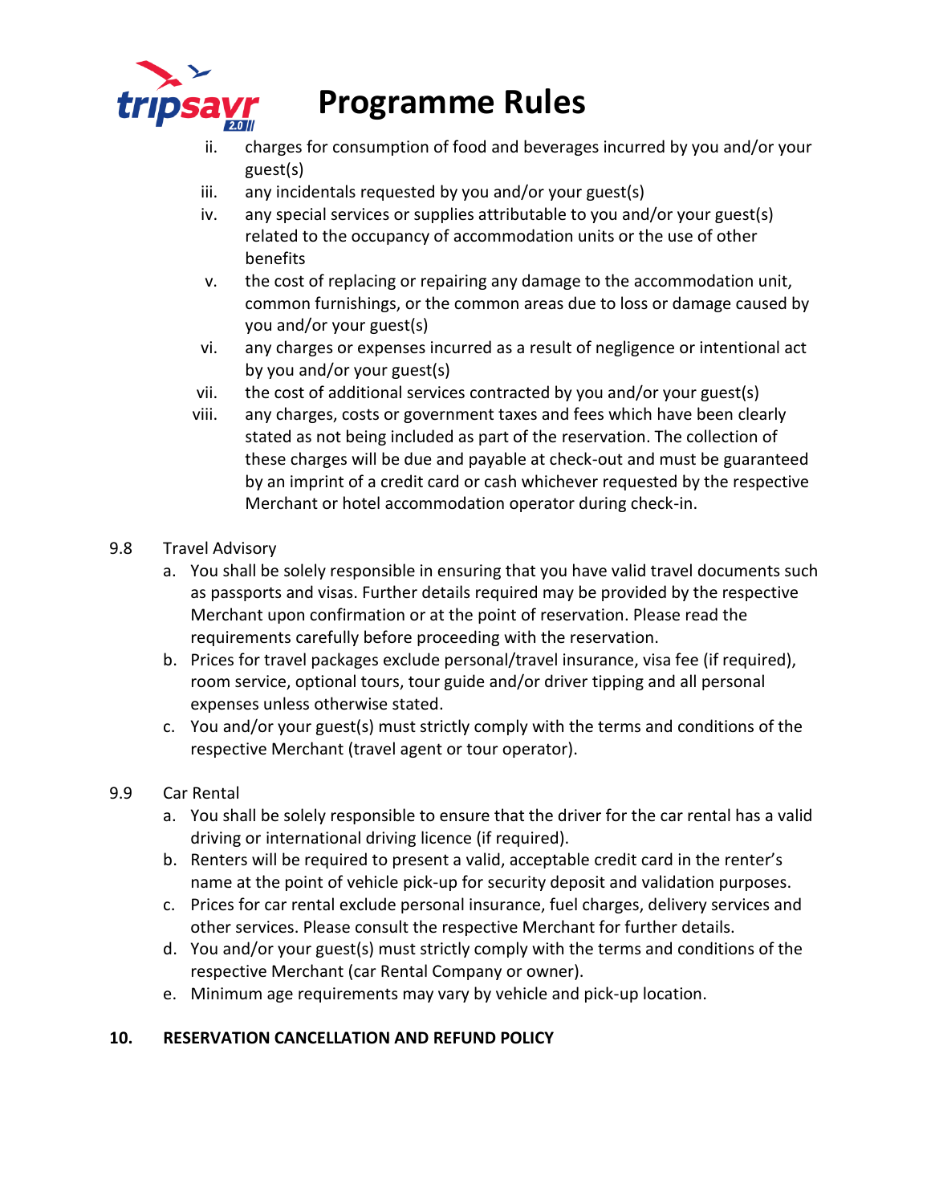ii. charges for consumption of food and beverages incurred by you and/or your guest(s)
iii. any incidentals requested by you and/or your guest(s)
iv. any special services or supplies attributable to you and/or your guest(s) related to the occupancy of accommodation units or the use of other benefits
v. the cost of replacing or repairing any damage to the accommodation unit, common furnishings, or the common areas due to loss or damage caused by you and/or your guest(s)
vi. any charges or expenses incurred as a result of negligence or intentional act by you and/or your guest(s)
vii. the cost of additional services contracted by you and/or your guest(s)
viii. any charges, costs or government taxes and fees which have been clearly stated as not being included as part of the reservation. The collection of these charges will be due and payable at check-out and must be guaranteed by an imprint of a credit card or cash whichever requested by the respective Merchant or hotel accommodation operator during check-in.

9.8 Travel Advisory

a. You shall be solely responsible in ensuring that you have valid travel documents such as passports and visas. Further details required may be provided by the respective Merchant upon confirmation or at the point of reservation. Please read the requirements carefully before proceeding with the reservation.
b. Prices for travel packages exclude personal/travel insurance, visa fee (if required), room service, optional tours, tour guide and/or driver tipping and all personal expenses unless otherwise stated.
c. You and/or your guest(s) must strictly comply with the terms and conditions of the respective Merchant (travel agent or tour operator).

9.9 Car Rental

a. You shall be solely responsible to ensure that the driver for the car rental has a valid driving or international driving licence (if required).
b. Renters will be required to present a valid, acceptable credit card in the renter's name at the point of vehicle pick-up for security deposit and validation purposes.
c. Prices for car rental exclude personal insurance, fuel charges, delivery services and other services. Please consult the respective Merchant for further details.
d. You and/or your guest(s) must strictly comply with the terms and conditions of the respective Merchant (car Rental Company or owner).
e. Minimum age requirements may vary by vehicle and pick-up location.

**10. RESERVATION CANCELLATION AND REFUND POLICY**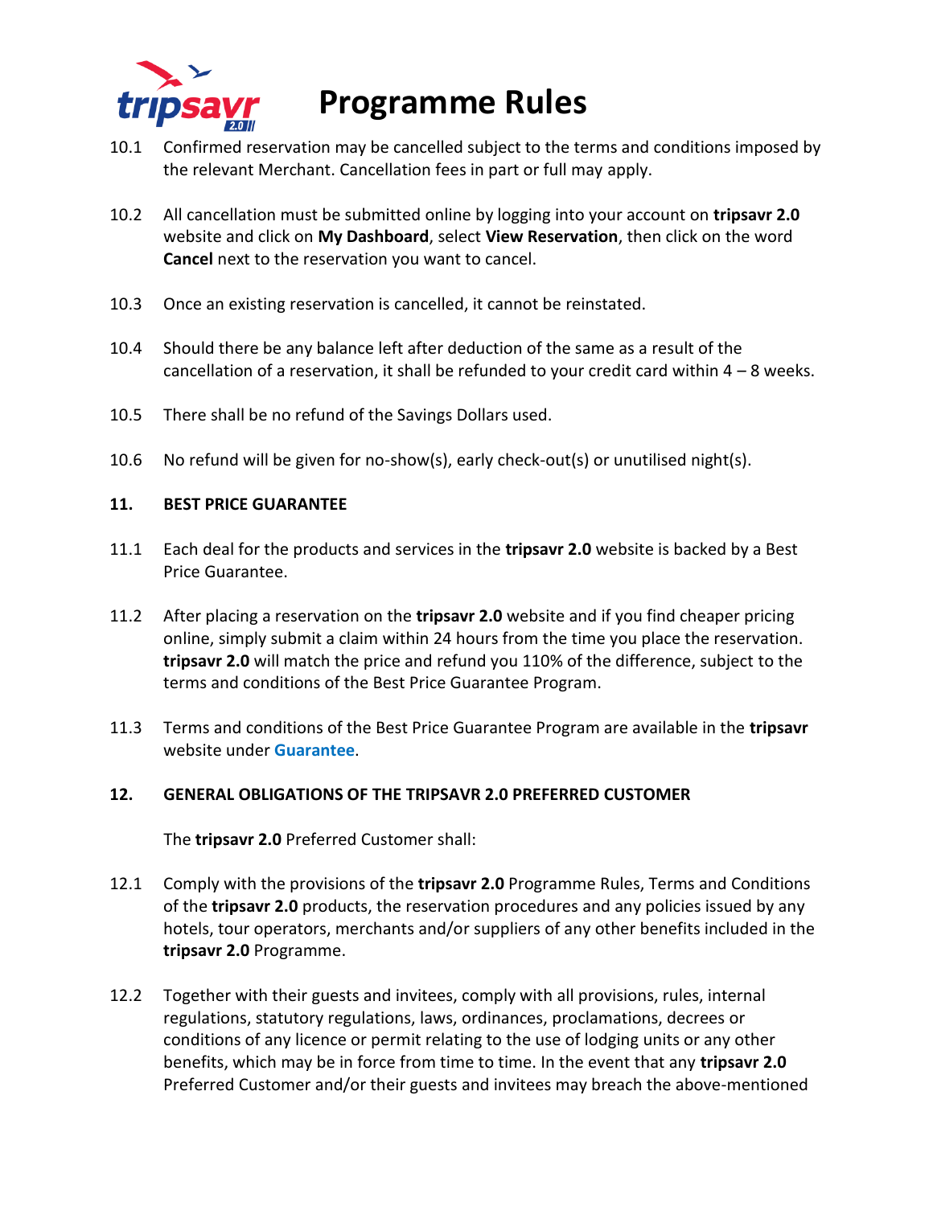10.1 Confirmed reservation may be cancelled subject to the terms and conditions imposed by the relevant Merchant. Cancellation fees in part or full may apply.

10.2 All cancellation must be submitted online by logging into your account on **tripsavr 2.0** website and click on **My Dashboard**, select **View Reservation**, then click on the word **Cancel** next to the reservation you want to cancel.

10.3 Once an existing reservation is cancelled, it cannot be reinstated.

10.4 Should there be any balance left after deduction of the same as a result of the cancellation of a reservation, it shall be refunded to your credit card within 4 – 8 weeks.

10.5 There shall be no refund of the Savings Dollars used.

10.6 No refund will be given for no-show(s), early check-out(s) or unutilised night(s).

**11. BEST PRICE GUARANTEE**

11.1 Each deal for the products and services in the **tripsavr 2.0** website is backed by a Best Price Guarantee.

11.2 After placing a reservation on the **tripsavr 2.0** website and if you find cheaper pricing online, simply submit a claim within 24 hours from the time you place the reservation. **tripsavr 2.0** will match the price and refund you 110% of the difference, subject to the terms and conditions of the Best Price Guarantee Program.

11.3 Terms and conditions of the Best Price Guarantee Program are available in the **tripsavr** website under **Guarantee**.

**12. GENERAL OBLIGATIONS OF THE TRIPSAVR 2.0 PREFERRED CUSTOMER**

The **tripsavr 2.0** Preferred Customer shall:

12.1 Comply with the provisions of the **tripsavr 2.0** Programme Rules, Terms and Conditions of the **tripsavr 2.0** products, the reservation procedures and any policies issued by any hotels, tour operators, merchants and/or suppliers of any other benefits included in the **tripsavr 2.0** Programme.

12.2 Together with their guests and invitees, comply with all provisions, rules, internal regulations, statutory regulations, laws, ordinances, proclamations, decrees or conditions of any licence or permit relating to the use of lodging units or any other benefits, which may be in force from time to time. In the event that any **tripsavr 2.0** Preferred Customer and/or their guests and invitees may breach the above-mentioned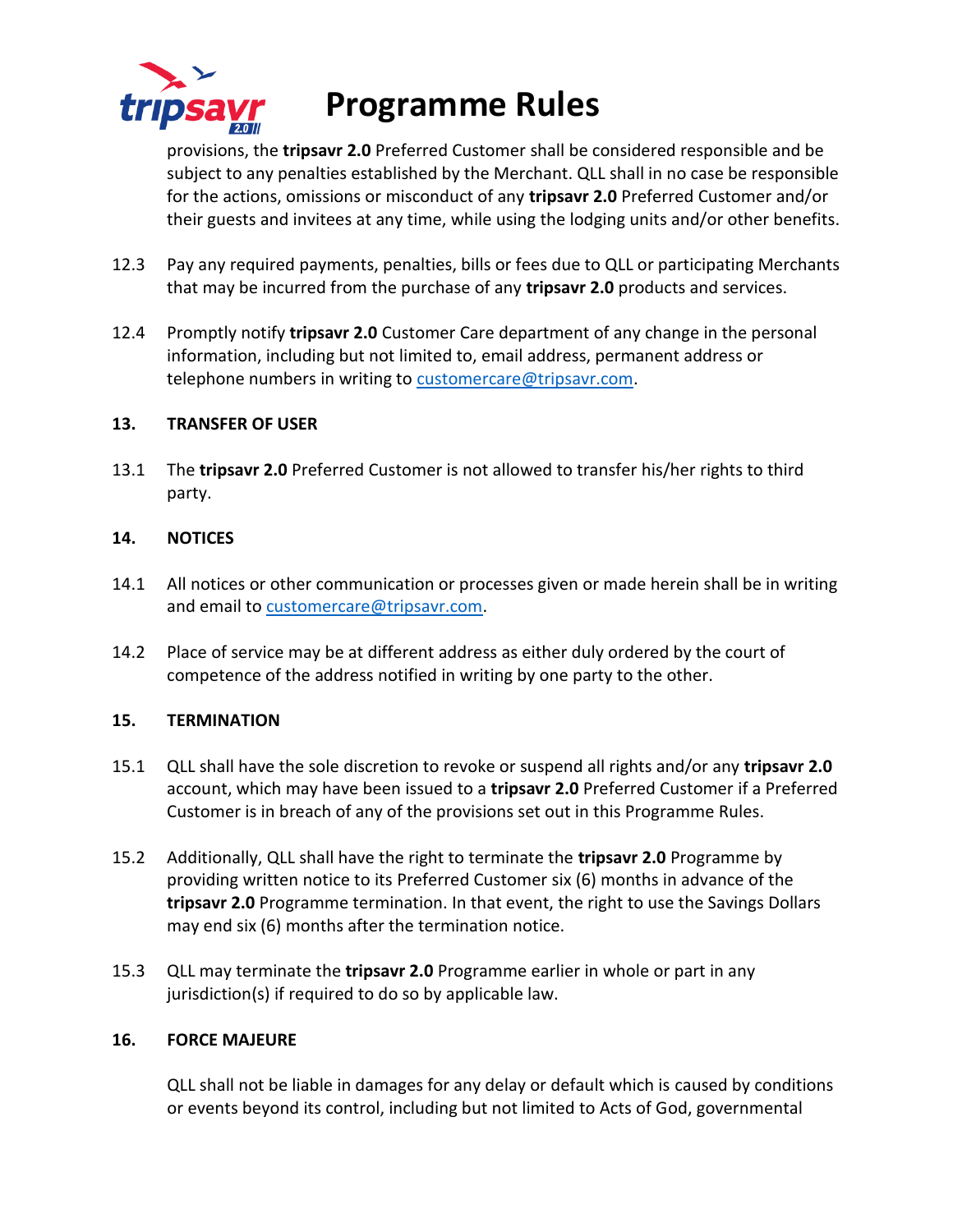provisions, the **tripsavr 2.0** Preferred Customer shall be considered responsible and be subject to any penalties established by the Merchant. QLL shall in no case be responsible for the actions, omissions or misconduct of any **tripsavr 2.0** Preferred Customer and/or their guests and invitees at any time, while using the lodging units and/or other benefits.

12.3 Pay any required payments, penalties, bills or fees due to QLL or participating Merchants that may be incurred from the purchase of any **tripsavr 2.0** products and services.

12.4 Promptly notify **tripsavr 2.0** Customer Care department of any change in the personal information, including but not limited to, email address, permanent address or telephone numbers in writing to customercare@tripsavr.com.

**13. TRANSFER OF USER**

13.1 The **tripsavr 2.0** Preferred Customer is not allowed to transfer his/her rights to third party.

**14. NOTICES**

14.1 All notices or other communication or processes given or made herein shall be in writing and email to customercare@tripsavr.com.

14.2 Place of service may be at different address as either duly ordered by the court of competence of the address notified in writing by one party to the other.

**15. TERMINATION**

15.1 QLL shall have the sole discretion to revoke or suspend all rights and/or any **tripsavr 2.0** account, which may have been issued to a **tripsavr 2.0** Preferred Customer if a Preferred Customer is in breach of any of the provisions set out in this Programme Rules.

15.2 Additionally, QLL shall have the right to terminate the **tripsavr 2.0** Programme by providing written notice to its Preferred Customer six (6) months in advance of the **tripsavr 2.0** Programme termination. In that event, the right to use the Savings Dollars may end six (6) months after the termination notice.

15.3 QLL may terminate the **tripsavr 2.0** Programme earlier in whole or part in any jurisdiction(s) if required to do so by applicable law.

**16. FORCE MAJEURE**

QLL shall not be liable in damages for any delay or default which is caused by conditions or events beyond its control, including but not limited to Acts of God, governmental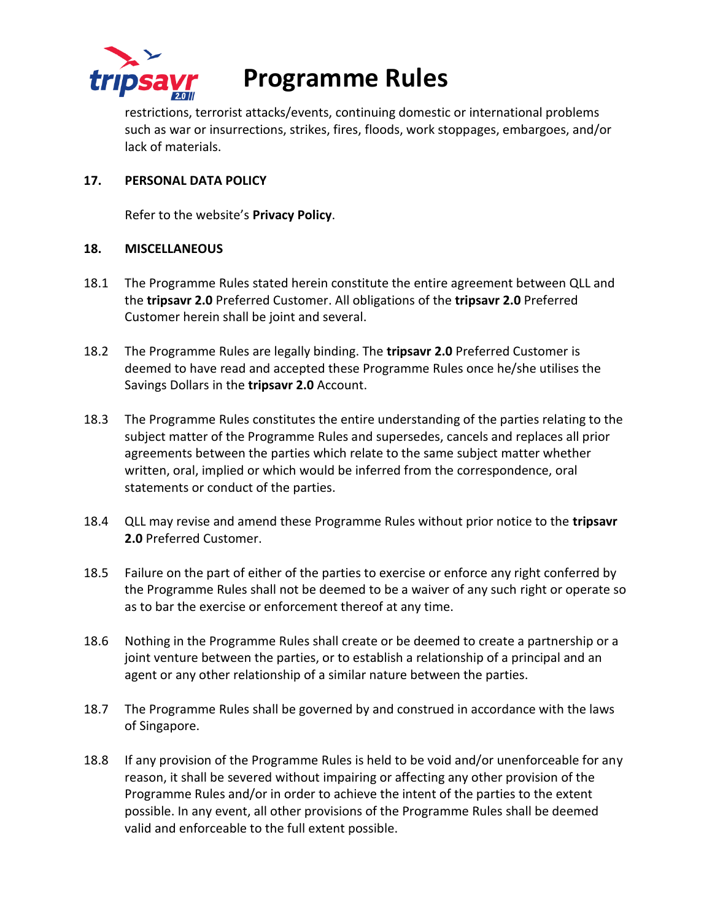restrictions, terrorist attacks/events, continuing domestic or international problems such as war or insurrections, strikes, fires, floods, work stoppages, embargoes, and/or lack of materials.

**17. PERSONAL DATA POLICY**

Refer to the website's **Privacy Policy**.

**18. MISCELLANEOUS**

18.1 The Programme Rules stated herein constitute the entire agreement between QLL and the **tripsavr 2.0** Preferred Customer. All obligations of the **tripsavr 2.0** Preferred Customer herein shall be joint and several.

18.2 The Programme Rules are legally binding. The **tripsavr 2.0** Preferred Customer is deemed to have read and accepted these Programme Rules once he/she utilises the Savings Dollars in the **tripsavr 2.0** Account.

18.3 The Programme Rules constitutes the entire understanding of the parties relating to the subject matter of the Programme Rules and supersedes, cancels and replaces all prior agreements between the parties which relate to the same subject matter whether written, oral, implied or which would be inferred from the correspondence, oral statements or conduct of the parties.

18.4 QLL may revise and amend these Programme Rules without prior notice to the **tripsavr 2.0** Preferred Customer.

18.5 Failure on the part of either of the parties to exercise or enforce any right conferred by the Programme Rules shall not be deemed to be a waiver of any such right or operate so as to bar the exercise or enforcement thereof at any time.

18.6 Nothing in the Programme Rules shall create or be deemed to create a partnership or a joint venture between the parties, or to establish a relationship of a principal and an agent or any other relationship of a similar nature between the parties.

18.7 The Programme Rules shall be governed by and construed in accordance with the laws of Singapore.

18.8 If any provision of the Programme Rules is held to be void and/or unenforceable for any reason, it shall be severed without impairing or affecting any other provision of the Programme Rules and/or in order to achieve the intent of the parties to the extent possible. In any event, all other provisions of the Programme Rules shall be deemed valid and enforceable to the full extent possible.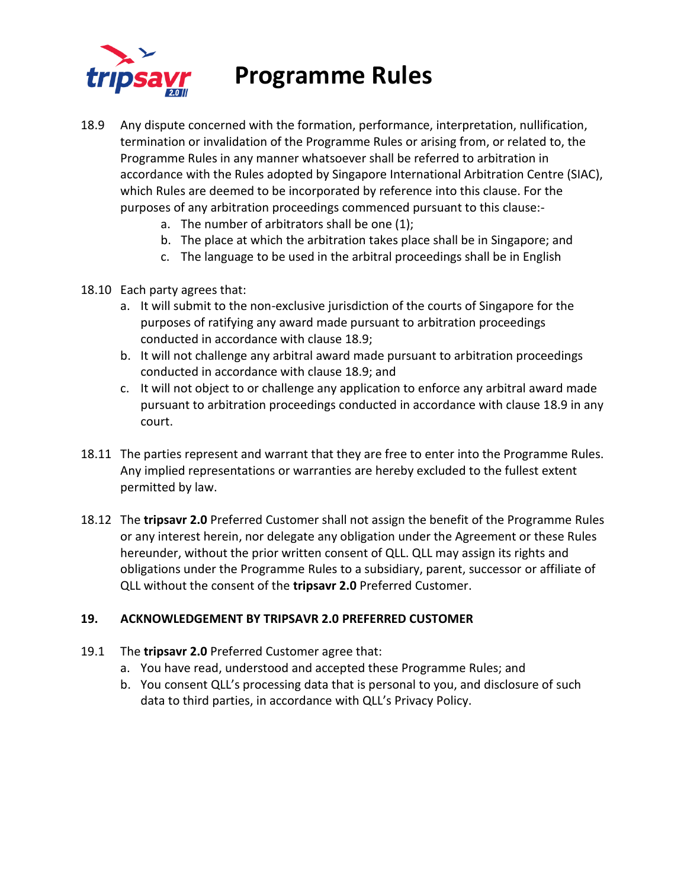18.9 Any dispute concerned with the formation, performance, interpretation, nullification, termination or invalidation of the Programme Rules or arising from, or related to, the Programme Rules in any manner whatsoever shall be referred to arbitration in accordance with the Rules adopted by Singapore International Arbitration Centre (SIAC), which Rules are deemed to be incorporated by reference into this clause. For the purposes of any arbitration proceedings commenced pursuant to this clause:-

a. The number of arbitrators shall be one (1);
b. The place at which the arbitration takes place shall be in Singapore; and
c. The language to be used in the arbitral proceedings shall be in English

18.10 Each party agrees that:

a. It will submit to the non-exclusive jurisdiction of the courts of Singapore for the purposes of ratifying any award made pursuant to arbitration proceedings conducted in accordance with clause 18.9;
b. It will not challenge any arbitral award made pursuant to arbitration proceedings conducted in accordance with clause 18.9; and
c. It will not object to or challenge any application to enforce any arbitral award made pursuant to arbitration proceedings conducted in accordance with clause 18.9 in any court.

18.11 The parties represent and warrant that they are free to enter into the Programme Rules. Any implied representations or warranties are hereby excluded to the fullest extent permitted by law.

18.12 The **tripsavr 2.0** Preferred Customer shall not assign the benefit of the Programme Rules or any interest herein, nor delegate any obligation under the Agreement or these Rules hereunder, without the prior written consent of QLL. QLL may assign its rights and obligations under the Programme Rules to a subsidiary, parent, successor or affiliate of QLL without the consent of the **tripsavr 2.0** Preferred Customer.

## 19. ACKNOWLEDGEMENT BY TRIPSAVR 2.0 PREFERRED CUSTOMER

19.1 The **tripsavr 2.0** Preferred Customer agree that:

a. You have read, understood and accepted these Programme Rules; and
b. You consent QLL's processing data that is personal to you, and disclosure of such data to third parties, in accordance with QLL's Privacy Policy.